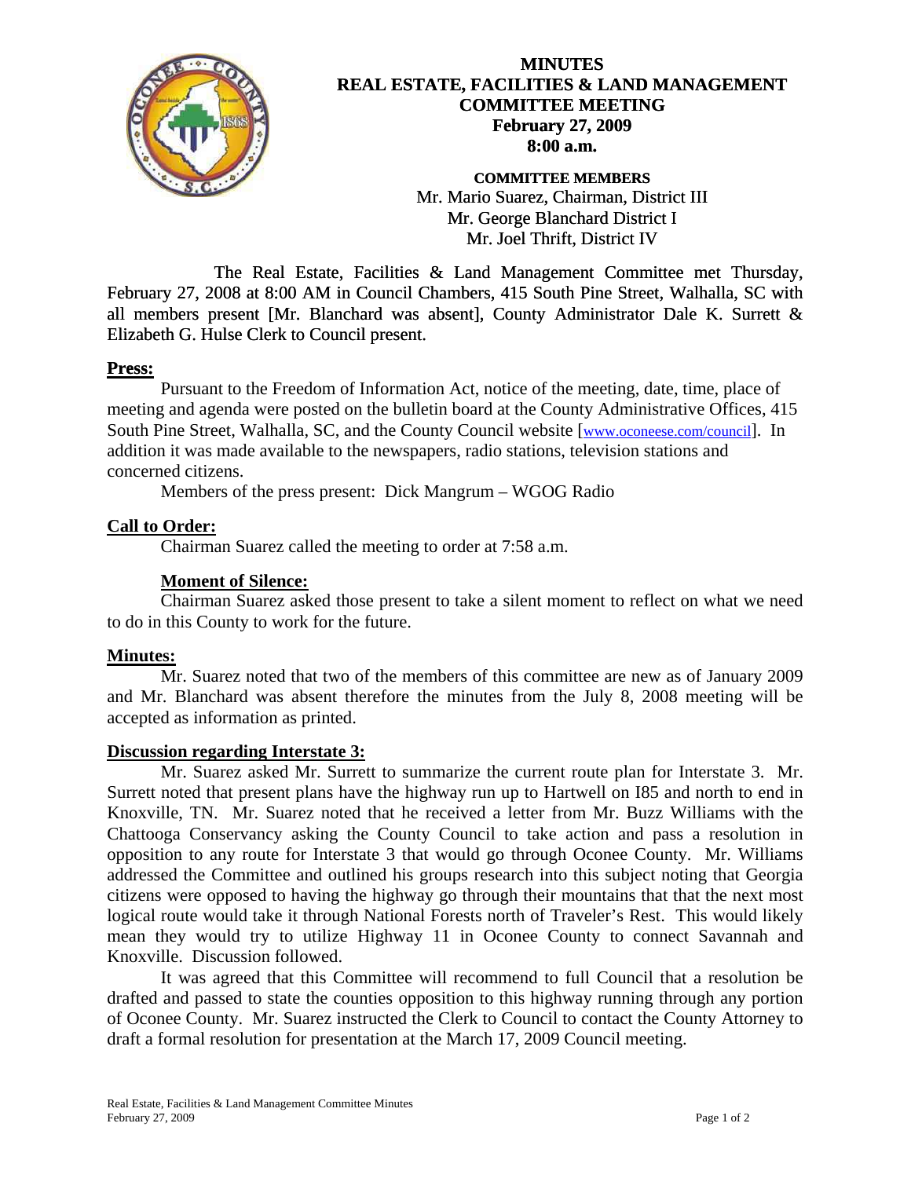# MINUTES
# REAL ESTATE, FACILITIES & LAND MANAGEMENT COMMITTEE MEETING
## February 27, 2009
## 8:00 a.m.

**COMMITTEE MEMBERS**
Mr. Mario Suarez, Chairman, District III
Mr. George Blanchard District I
Mr. Joel Thrift, District IV

The Real Estate, Facilities & Land Management Committee met Thursday, February 27, 2008 at 8:00 AM in Council Chambers, 415 South Pine Street, Walhalla, SC with all members present [Mr. Blanchard was absent], County Administrator Dale K. Surrett & Elizabeth G. Hulse Clerk to Council present.

**Press:**

Pursuant to the Freedom of Information Act, notice of the meeting, date, time, place of meeting and agenda were posted on the bulletin board at the County Administrative Offices, 415 South Pine Street, Walhalla, SC, and the County Council website [www.oconeese.com/council]. In addition it was made available to the newspapers, radio stations, television stations and concerned citizens.

Members of the press present: Dick Mangrum – WGOG Radio

**Call to Order:**

Chairman Suarez called the meeting to order at 7:58 a.m.

**Moment of Silence:**

Chairman Suarez asked those present to take a silent moment to reflect on what we need to do in this County to work for the future.

**Minutes:**

Mr. Suarez noted that two of the members of this committee are new as of January 2009 and Mr. Blanchard was absent therefore the minutes from the July 8, 2008 meeting will be accepted as information as printed.

**Discussion regarding Interstate 3:**

Mr. Suarez asked Mr. Surrett to summarize the current route plan for Interstate 3. Mr. Surrett noted that present plans have the highway run up to Hartwell on I85 and north to end in Knoxville, TN. Mr. Suarez noted that he received a letter from Mr. Buzz Williams with the Chattooga Conservancy asking the County Council to take action and pass a resolution in opposition to any route for Interstate 3 that would go through Oconee County. Mr. Williams addressed the Committee and outlined his groups research into this subject noting that Georgia citizens were opposed to having the highway go through their mountains that that the next most logical route would take it through National Forests north of Traveler's Rest. This would likely mean they would try to utilize Highway 11 in Oconee County to connect Savannah and Knoxville. Discussion followed.

It was agreed that this Committee will recommend to full Council that a resolution be drafted and passed to state the counties opposition to this highway running through any portion of Oconee County. Mr. Suarez instructed the Clerk to Council to contact the County Attorney to draft a formal resolution for presentation at the March 17, 2009 Council meeting.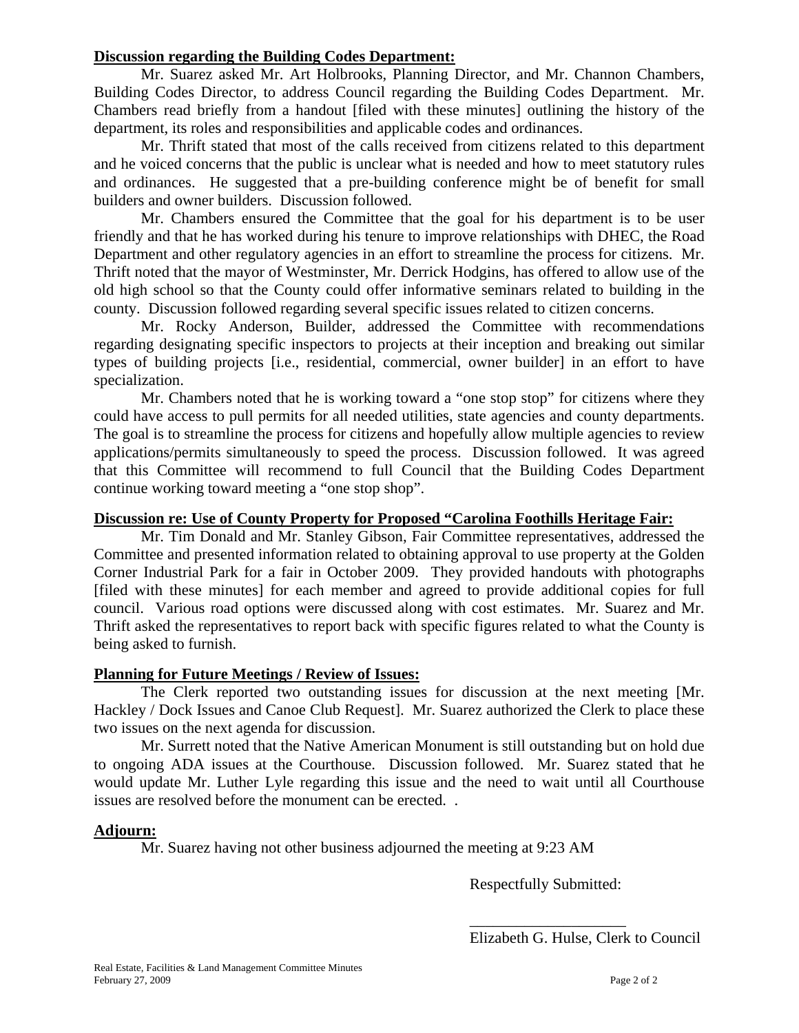**Discussion regarding the Building Codes Department:**

Mr. Suarez asked Mr. Art Holbrooks, Planning Director, and Mr. Channon Chambers, Building Codes Director, to address Council regarding the Building Codes Department. Mr. Chambers read briefly from a handout [filed with these minutes] outlining the history of the department, its roles and responsibilities and applicable codes and ordinances.

Mr. Thrift stated that most of the calls received from citizens related to this department and he voiced concerns that the public is unclear what is needed and how to meet statutory rules and ordinances. He suggested that a pre-building conference might be of benefit for small builders and owner builders. Discussion followed.

Mr. Chambers ensured the Committee that the goal for his department is to be user friendly and that he has worked during his tenure to improve relationships with DHEC, the Road Department and other regulatory agencies in an effort to streamline the process for citizens. Mr. Thrift noted that the mayor of Westminster, Mr. Derrick Hodgins, has offered to allow use of the old high school so that the County could offer informative seminars related to building in the county. Discussion followed regarding several specific issues related to citizen concerns.

Mr. Rocky Anderson, Builder, addressed the Committee with recommendations regarding designating specific inspectors to projects at their inception and breaking out similar types of building projects [i.e., residential, commercial, owner builder] in an effort to have specialization.

Mr. Chambers noted that he is working toward a "one stop stop" for citizens where they could have access to pull permits for all needed utilities, state agencies and county departments. The goal is to streamline the process for citizens and hopefully allow multiple agencies to review applications/permits simultaneously to speed the process. Discussion followed. It was agreed that this Committee will recommend to full Council that the Building Codes Department continue working toward meeting a "one stop shop".

**Discussion re: Use of County Property for Proposed "Carolina Foothills Heritage Fair:**

Mr. Tim Donald and Mr. Stanley Gibson, Fair Committee representatives, addressed the Committee and presented information related to obtaining approval to use property at the Golden Corner Industrial Park for a fair in October 2009. They provided handouts with photographs [filed with these minutes] for each member and agreed to provide additional copies for full council. Various road options were discussed along with cost estimates. Mr. Suarez and Mr. Thrift asked the representatives to report back with specific figures related to what the County is being asked to furnish.

**Planning for Future Meetings / Review of Issues:**

The Clerk reported two outstanding issues for discussion at the next meeting [Mr. Hackley / Dock Issues and Canoe Club Request]. Mr. Suarez authorized the Clerk to place these two issues on the next agenda for discussion.

Mr. Surrett noted that the Native American Monument is still outstanding but on hold due to ongoing ADA issues at the Courthouse. Discussion followed. Mr. Suarez stated that he would update Mr. Luther Lyle regarding this issue and the need to wait until all Courthouse issues are resolved before the monument can be erected. .

**Adjourn:**

Mr. Suarez having not other business adjourned the meeting at 9:23 AM

Respectfully Submitted:

____________________

Elizabeth G. Hulse, Clerk to Council